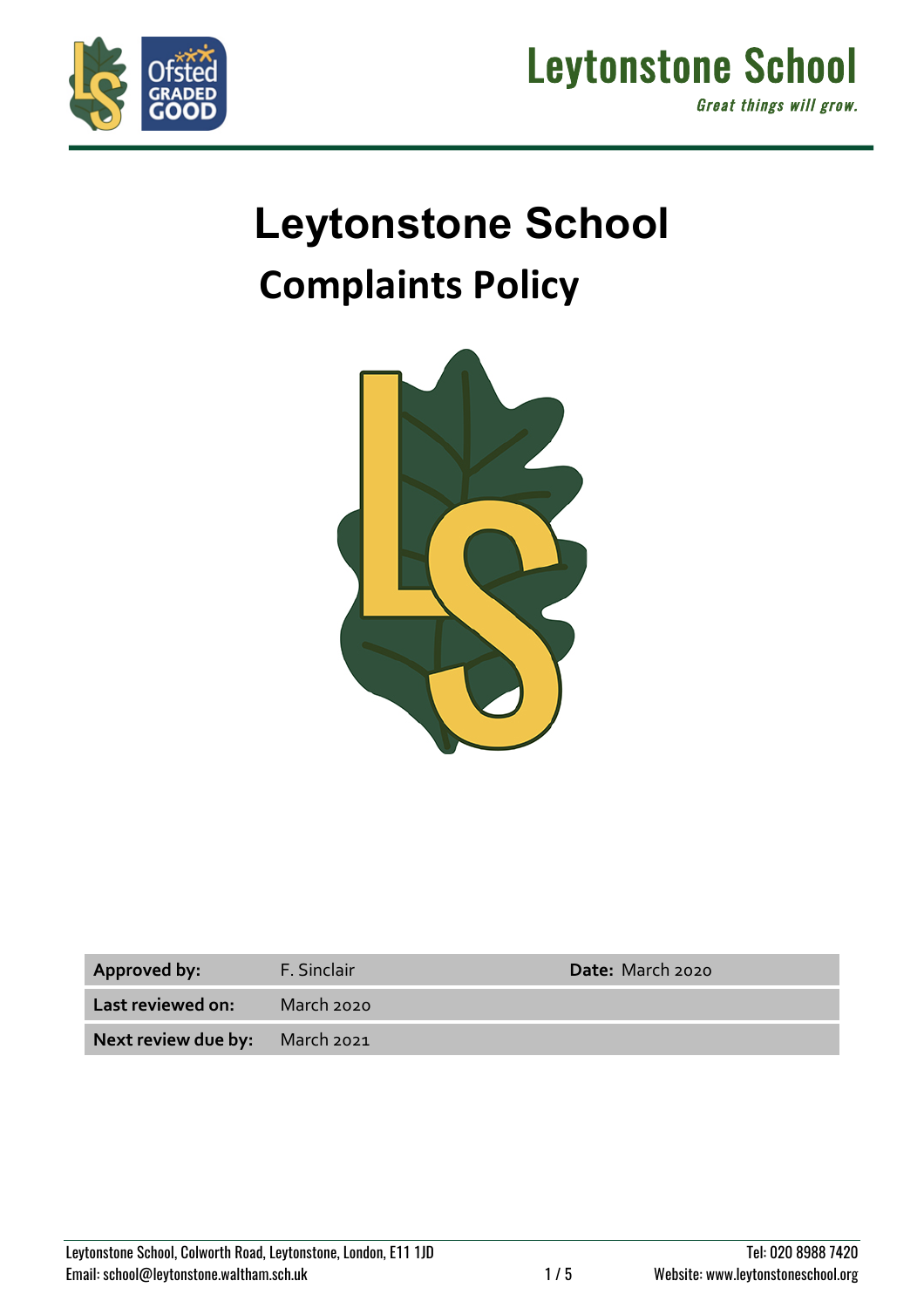# Leytonstone School

## Complaints Policy

| **Approved by:** | F. Sinclair | **Date:** March 2020 |
|---|---|---|
| **Last reviewed on:** | March 2020 | |
| **Next review due by:** | March 2021 | |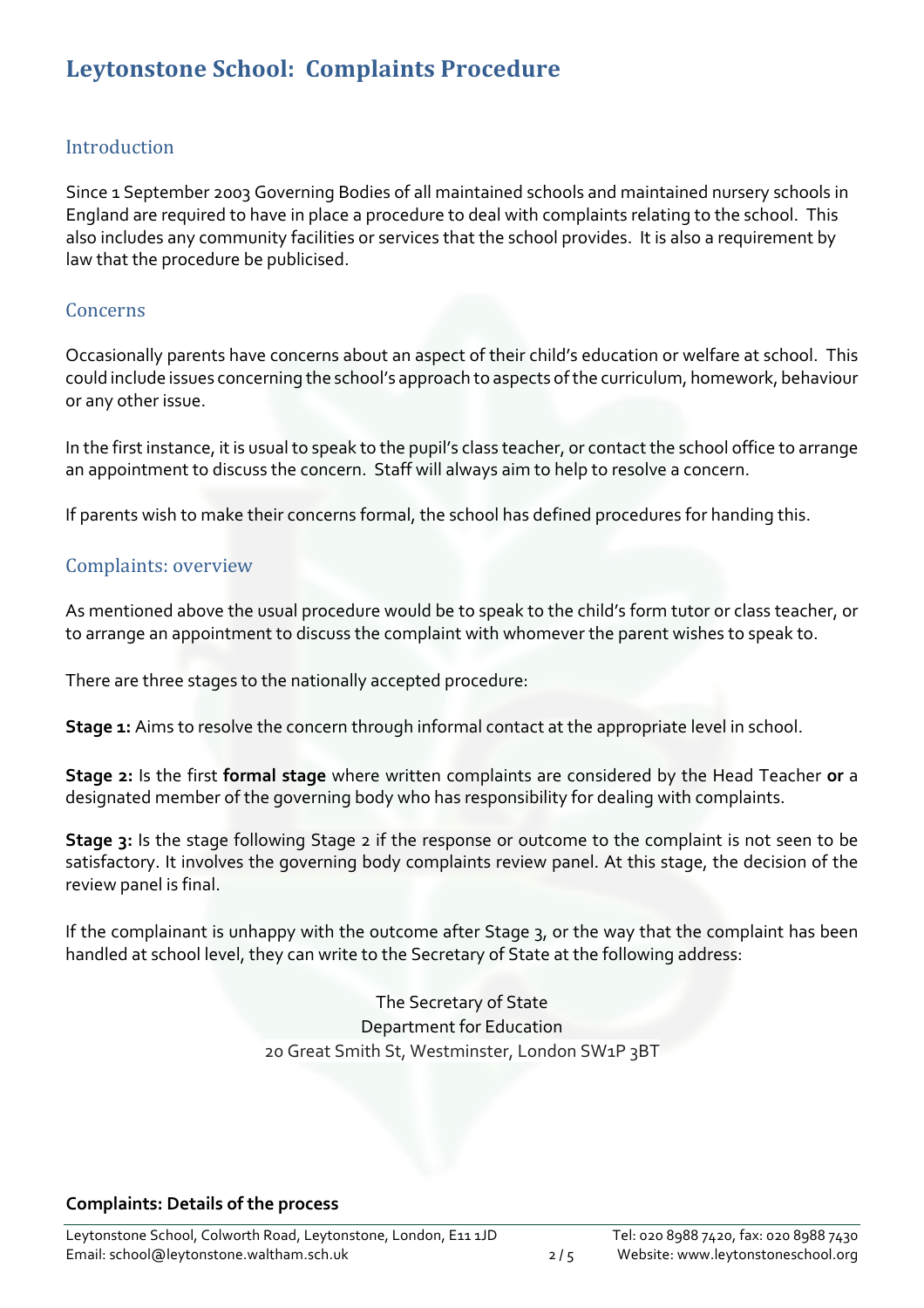# Leytonstone School:  Complaints Procedure

## Introduction

Since 1 September 2003 Governing Bodies of all maintained schools and maintained nursery schools in England are required to have in place a procedure to deal with complaints relating to the school.  This also includes any community facilities or services that the school provides.  It is also a requirement by law that the procedure be publicised.

## Concerns

Occasionally parents have concerns about an aspect of their child's education or welfare at school.  This could include issues concerning the school's approach to aspects of the curriculum, homework, behaviour or any other issue.

In the first instance, it is usual to speak to the pupil's class teacher, or contact the school office to arrange an appointment to discuss the concern.  Staff will always aim to help to resolve a concern.

If parents wish to make their concerns formal, the school has defined procedures for handing this.

## Complaints: overview

As mentioned above the usual procedure would be to speak to the child's form tutor or class teacher, or to arrange an appointment to discuss the complaint with whomever the parent wishes to speak to.

There are three stages to the nationally accepted procedure:

**Stage 1:** Aims to resolve the concern through informal contact at the appropriate level in school.

**Stage 2:** Is the first **formal stage** where written complaints are considered by the Head Teacher **or** a designated member of the governing body who has responsibility for dealing with complaints.

**Stage 3:** Is the stage following Stage 2 if the response or outcome to the complaint is not seen to be satisfactory. It involves the governing body complaints review panel. At this stage, the decision of the review panel is final.

If the complainant is unhappy with the outcome after Stage 3, or the way that the complaint has been handled at school level, they can write to the Secretary of State at the following address:

The Secretary of State
Department for Education
20 Great Smith St, Westminster, London SW1P 3BT

**Complaints: Details of the process**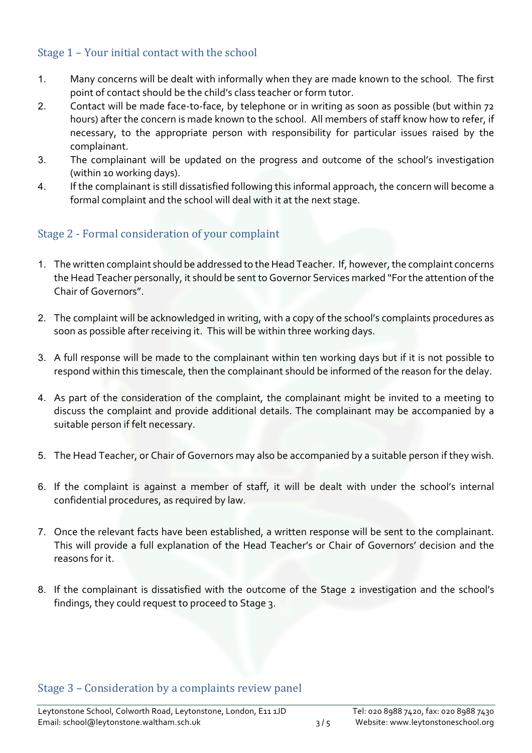## Stage 1 – Your initial contact with the school

1. Many concerns will be dealt with informally when they are made known to the school. The first point of contact should be the child's class teacher or form tutor.
2. Contact will be made face-to-face, by telephone or in writing as soon as possible (but within 72 hours) after the concern is made known to the school. All members of staff know how to refer, if necessary, to the appropriate person with responsibility for particular issues raised by the complainant.
3. The complainant will be updated on the progress and outcome of the school's investigation (within 10 working days).
4. If the complainant is still dissatisfied following this informal approach, the concern will become a formal complaint and the school will deal with it at the next stage.

## Stage 2 - Formal consideration of your complaint

1. The written complaint should be addressed to the Head Teacher. If, however, the complaint concerns the Head Teacher personally, it should be sent to Governor Services marked "For the attention of the Chair of Governors".

2. The complaint will be acknowledged in writing, with a copy of the school's complaints procedures as soon as possible after receiving it. This will be within three working days.

3. A full response will be made to the complainant within ten working days but if it is not possible to respond within this timescale, then the complainant should be informed of the reason for the delay.

4. As part of the consideration of the complaint, the complainant might be invited to a meeting to discuss the complaint and provide additional details. The complainant may be accompanied by a suitable person if felt necessary.

5. The Head Teacher, or Chair of Governors may also be accompanied by a suitable person if they wish.

6. If the complaint is against a member of staff, it will be dealt with under the school's internal confidential procedures, as required by law.

7. Once the relevant facts have been established, a written response will be sent to the complainant. This will provide a full explanation of the Head Teacher's or Chair of Governors' decision and the reasons for it.

8. If the complainant is dissatisfied with the outcome of the Stage 2 investigation and the school's findings, they could request to proceed to Stage 3.

## Stage 3 – Consideration by a complaints review panel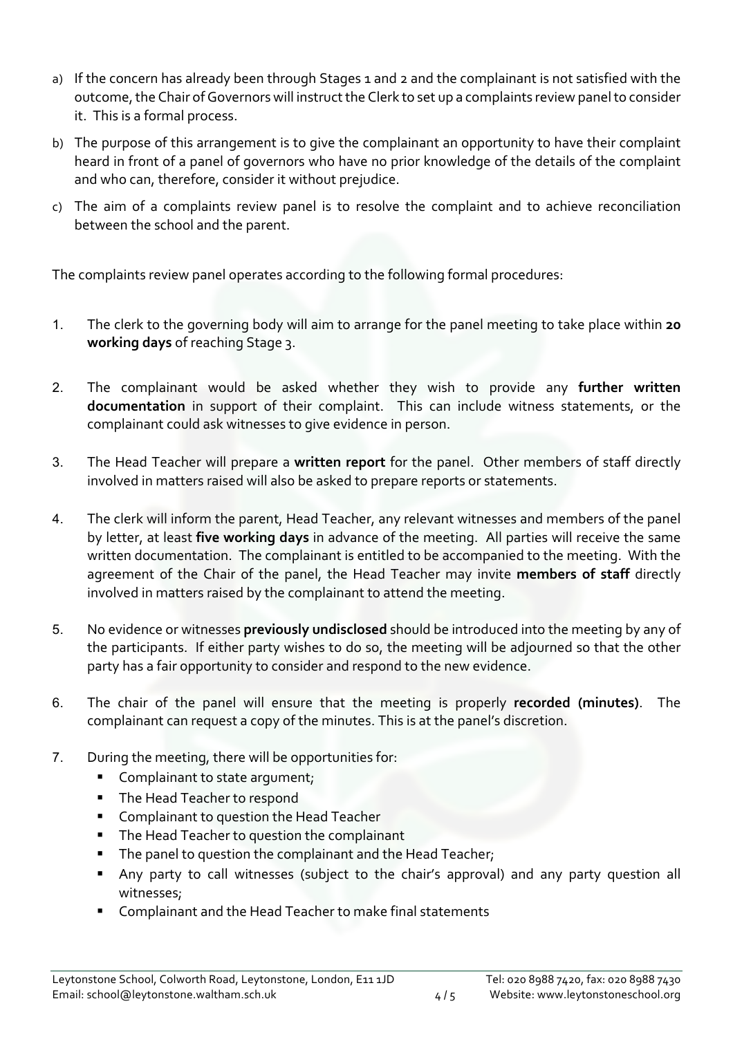a) If the concern has already been through Stages 1 and 2 and the complainant is not satisfied with the outcome, the Chair of Governors will instruct the Clerk to set up a complaints review panel to consider it. This is a formal process.

b) The purpose of this arrangement is to give the complainant an opportunity to have their complaint heard in front of a panel of governors who have no prior knowledge of the details of the complaint and who can, therefore, consider it without prejudice.

c) The aim of a complaints review panel is to resolve the complaint and to achieve reconciliation between the school and the parent.

The complaints review panel operates according to the following formal procedures:

1. The clerk to the governing body will aim to arrange for the panel meeting to take place within **20 working days** of reaching Stage 3.

2. The complainant would be asked whether they wish to provide any **further written documentation** in support of their complaint. This can include witness statements, or the complainant could ask witnesses to give evidence in person.

3. The Head Teacher will prepare a **written report** for the panel. Other members of staff directly involved in matters raised will also be asked to prepare reports or statements.

4. The clerk will inform the parent, Head Teacher, any relevant witnesses and members of the panel by letter, at least **five working days** in advance of the meeting. All parties will receive the same written documentation. The complainant is entitled to be accompanied to the meeting. With the agreement of the Chair of the panel, the Head Teacher may invite **members of staff** directly involved in matters raised by the complainant to attend the meeting.

5. No evidence or witnesses **previously undisclosed** should be introduced into the meeting by any of the participants. If either party wishes to do so, the meeting will be adjourned so that the other party has a fair opportunity to consider and respond to the new evidence.

6. The chair of the panel will ensure that the meeting is properly **recorded (minutes)**. The complainant can request a copy of the minutes. This is at the panel's discretion.

7. During the meeting, there will be opportunities for:
   - Complainant to state argument;
   - The Head Teacher to respond
   - Complainant to question the Head Teacher
   - The Head Teacher to question the complainant
   - The panel to question the complainant and the Head Teacher;
   - Any party to call witnesses (subject to the chair's approval) and any party question all witnesses;
   - Complainant and the Head Teacher to make final statements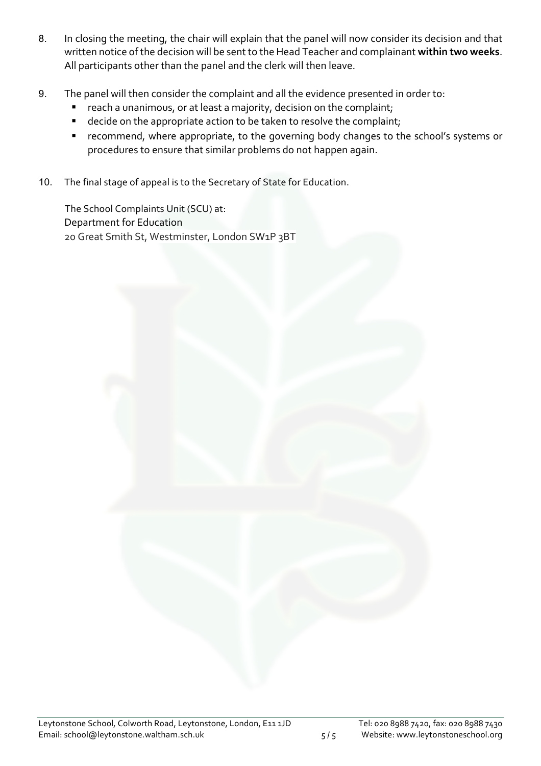8. In closing the meeting, the chair will explain that the panel will now consider its decision and that written notice of the decision will be sent to the Head Teacher and complainant **within two weeks**. All participants other than the panel and the clerk will then leave.

9. The panel will then consider the complaint and all the evidence presented in order to:
   - reach a unanimous, or at least a majority, decision on the complaint;
   - decide on the appropriate action to be taken to resolve the complaint;
   - recommend, where appropriate, to the governing body changes to the school's systems or procedures to ensure that similar problems do not happen again.

10. The final stage of appeal is to the Secretary of State for Education.

    The School Complaints Unit (SCU) at:
    Department for Education
    20 Great Smith St, Westminster, London SW1P 3BT